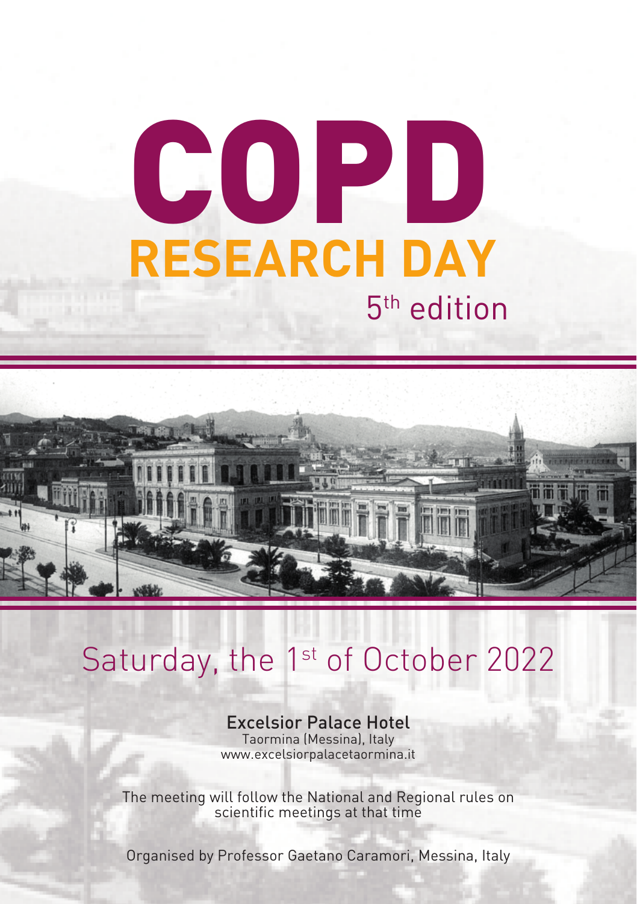# COPD
## RESEARCH DAY
5th edition

Saturday, the 1st of October 2022

**Excelsior Palace Hotel**
Taormina (Messina), Italy
www.excelsiorpalacetaormina.it

The meeting will follow the National and Regional rules on scientific meetings at that time

Organised by Professor Gaetano Caramori, Messina, Italy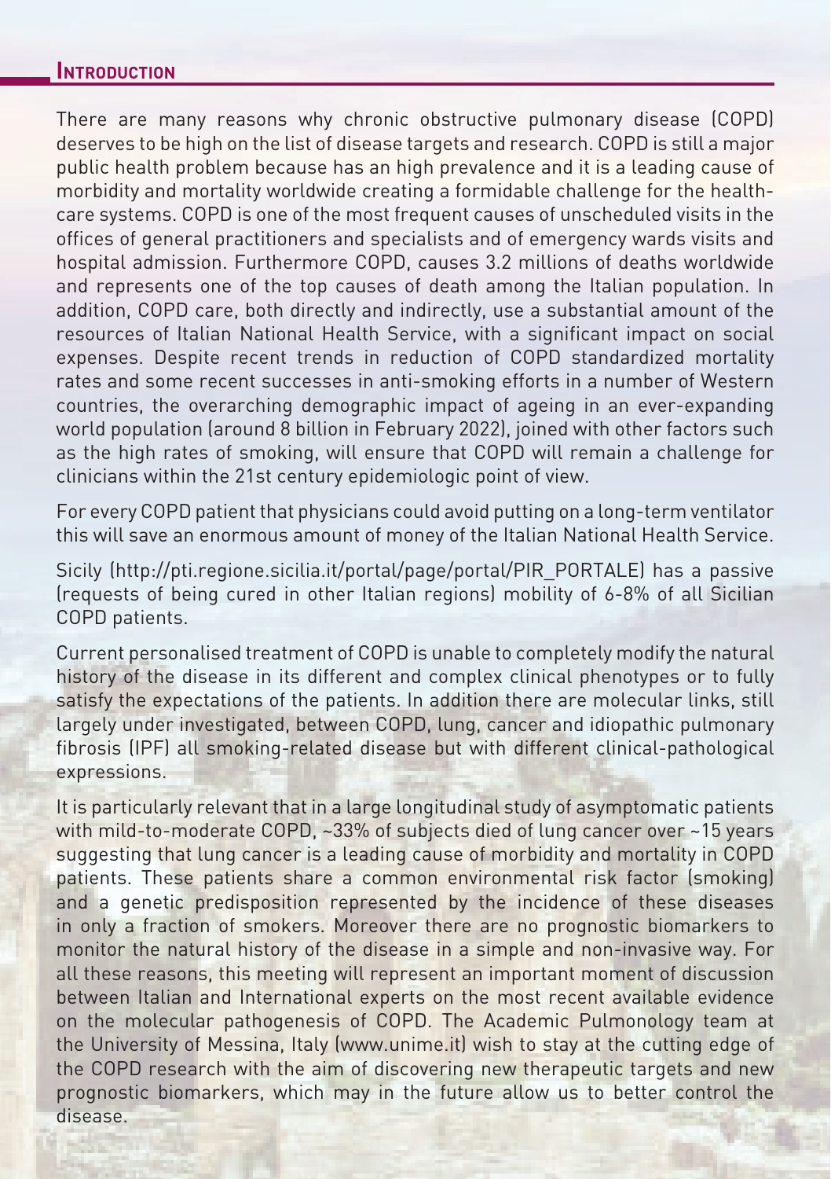## Introduction

There are many reasons why chronic obstructive pulmonary disease (COPD) deserves to be high on the list of disease targets and research. COPD is still a major public health problem because has an high prevalence and it is a leading cause of morbidity and mortality worldwide creating a formidable challenge for the health-care systems. COPD is one of the most frequent causes of unscheduled visits in the offices of general practitioners and specialists and of emergency wards visits and hospital admission. Furthermore COPD, causes 3.2 millions of deaths worldwide and represents one of the top causes of death among the Italian population. In addition, COPD care, both directly and indirectly, use a substantial amount of the resources of Italian National Health Service, with a significant impact on social expenses. Despite recent trends in reduction of COPD standardized mortality rates and some recent successes in anti-smoking efforts in a number of Western countries, the overarching demographic impact of ageing in an ever-expanding world population (around 8 billion in February 2022), joined with other factors such as the high rates of smoking, will ensure that COPD will remain a challenge for clinicians within the 21st century epidemiologic point of view.

For every COPD patient that physicians could avoid putting on a long-term ventilator this will save an enormous amount of money of the Italian National Health Service.

Sicily (http://pti.regione.sicilia.it/portal/page/portal/PIR_PORTALE) has a passive (requests of being cured in other Italian regions) mobility of 6-8% of all Sicilian COPD patients.

Current personalised treatment of COPD is unable to completely modify the natural history of the disease in its different and complex clinical phenotypes or to fully satisfy the expectations of the patients. In addition there are molecular links, still largely under investigated, between COPD, lung, cancer and idiopathic pulmonary fibrosis (IPF) all smoking-related disease but with different clinical-pathological expressions.

It is particularly relevant that in a large longitudinal study of asymptomatic patients with mild-to-moderate COPD, ~33% of subjects died of lung cancer over ~15 years suggesting that lung cancer is a leading cause of morbidity and mortality in COPD patients. These patients share a common environmental risk factor (smoking) and a genetic predisposition represented by the incidence of these diseases in only a fraction of smokers. Moreover there are no prognostic biomarkers to monitor the natural history of the disease in a simple and non-invasive way. For all these reasons, this meeting will represent an important moment of discussion between Italian and International experts on the most recent available evidence on the molecular pathogenesis of COPD. The Academic Pulmonology team at the University of Messina, Italy (www.unime.it) wish to stay at the cutting edge of the COPD research with the aim of discovering new therapeutic targets and new prognostic biomarkers, which may in the future allow us to better control the disease.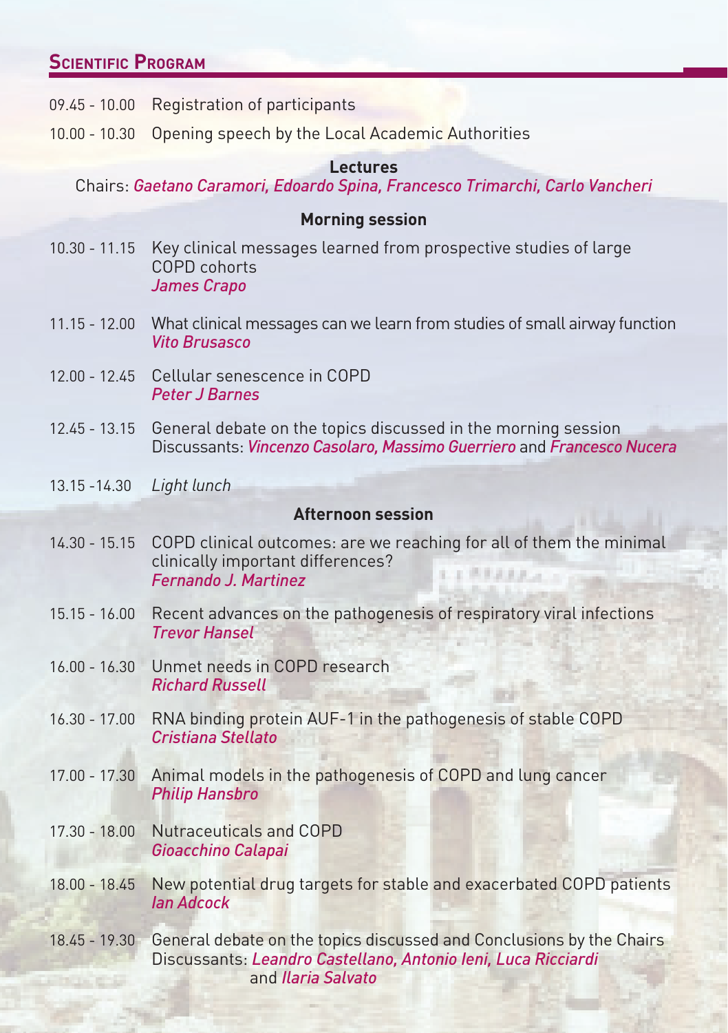## Scientific Program

09.45 - 10.00 Registration of participants

10.00 - 10.30 Opening speech by the Local Academic Authorities

### Lectures

Chairs: *Gaetano Caramori, Edoardo Spina, Francesco Trimarchi, Carlo Vancheri*

### Morning session

10.30 - 11.15 Key clinical messages learned from prospective studies of large COPD cohorts
*James Crapo*

11.15 - 12.00 What clinical messages can we learn from studies of small airway function
*Vito Brusasco*

12.00 - 12.45 Cellular senescence in COPD
*Peter J Barnes*

12.45 - 13.15 General debate on the topics discussed in the morning session
Discussants: *Vincenzo Casolaro, Massimo Guerriero* and *Francesco Nucera*

13.15 -14.30 *Light lunch*

### Afternoon session

14.30 - 15.15 COPD clinical outcomes: are we reaching for all of them the minimal clinically important differences?
*Fernando J. Martinez*

15.15 - 16.00 Recent advances on the pathogenesis of respiratory viral infections
*Trevor Hansel*

16.00 - 16.30 Unmet needs in COPD research
*Richard Russell*

16.30 - 17.00 RNA binding protein AUF-1 in the pathogenesis of stable COPD
*Cristiana Stellato*

17.00 - 17.30 Animal models in the pathogenesis of COPD and lung cancer
*Philip Hansbro*

17.30 - 18.00 Nutraceuticals and COPD
*Gioacchino Calapai*

18.00 - 18.45 New potential drug targets for stable and exacerbated COPD patients
*Ian Adcock*

18.45 - 19.30 General debate on the topics discussed and Conclusions by the Chairs
Discussants: *Leandro Castellano, Antonio Ieni, Luca Ricciardi* and *Ilaria Salvato*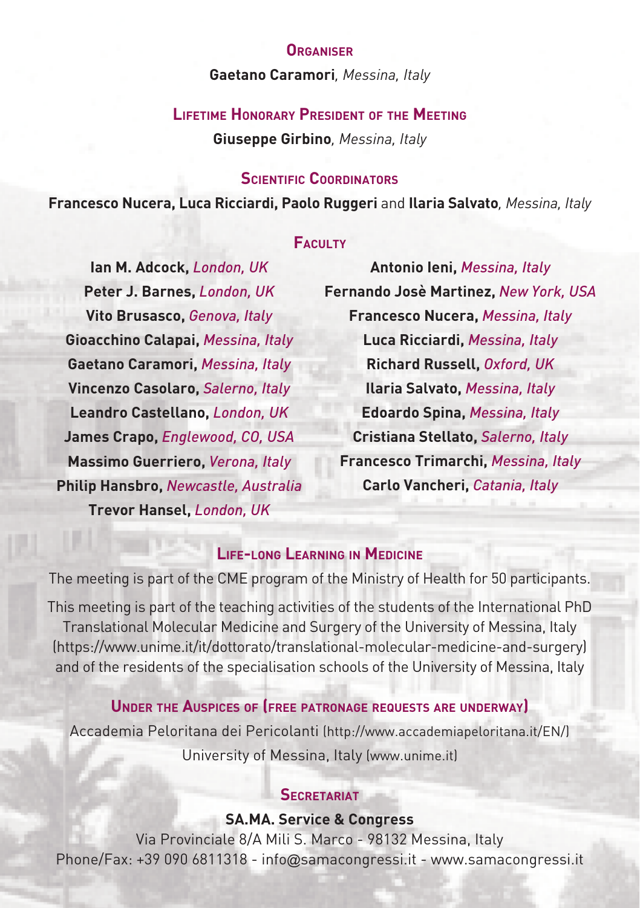## Organiser

**Gaetano Caramori**, *Messina, Italy*

## Lifetime Honorary President of the Meeting

**Giuseppe Girbino**, *Messina, Italy*

## Scientific Coordinators

**Francesco Nucera, Luca Ricciardi, Paolo Ruggeri** and **Ilaria Salvato**, *Messina, Italy*

## Faculty

**Ian M. Adcock,** *London, UK*
**Peter J. Barnes,** *London, UK*
**Vito Brusasco,** *Genova, Italy*
**Gioacchino Calapai,** *Messina, Italy*
**Gaetano Caramori,** *Messina, Italy*
**Vincenzo Casolaro,** *Salerno, Italy*
**Leandro Castellano,** *London, UK*
**James Crapo,** *Englewood, CO, USA*
**Massimo Guerriero,** *Verona, Italy*
**Philip Hansbro,** *Newcastle, Australia*
**Trevor Hansel,** *London, UK*
**Antonio Ieni,** *Messina, Italy*
**Fernando Josè Martinez,** *New York, USA*
**Francesco Nucera,** *Messina, Italy*
**Luca Ricciardi,** *Messina, Italy*
**Richard Russell,** *Oxford, UK*
**Ilaria Salvato,** *Messina, Italy*
**Edoardo Spina,** *Messina, Italy*
**Cristiana Stellato,** *Salerno, Italy*
**Francesco Trimarchi,** *Messina, Italy*
**Carlo Vancheri,** *Catania, Italy*

## Life-Long Learning in Medicine

The meeting is part of the CME program of the Ministry of Health for 50 participants.

This meeting is part of the teaching activities of the students of the International PhD Translational Molecular Medicine and Surgery of the University of Messina, Italy (https://www.unime.it/it/dottorato/translational-molecular-medicine-and-surgery) and of the residents of the specialisation schools of the University of Messina, Italy

## Under the Auspices of (free patronage requests are underway)

Accademia Peloritana dei Pericolanti (http://www.accademiapeloritana.it/EN/)
University of Messina, Italy (www.unime.it)

## Secretariat

**SA.MA. Service & Congress**
Via Provinciale 8/A Mili S. Marco - 98132 Messina, Italy
Phone/Fax: +39 090 6811318 - info@samacongressi.it - www.samacongressi.it